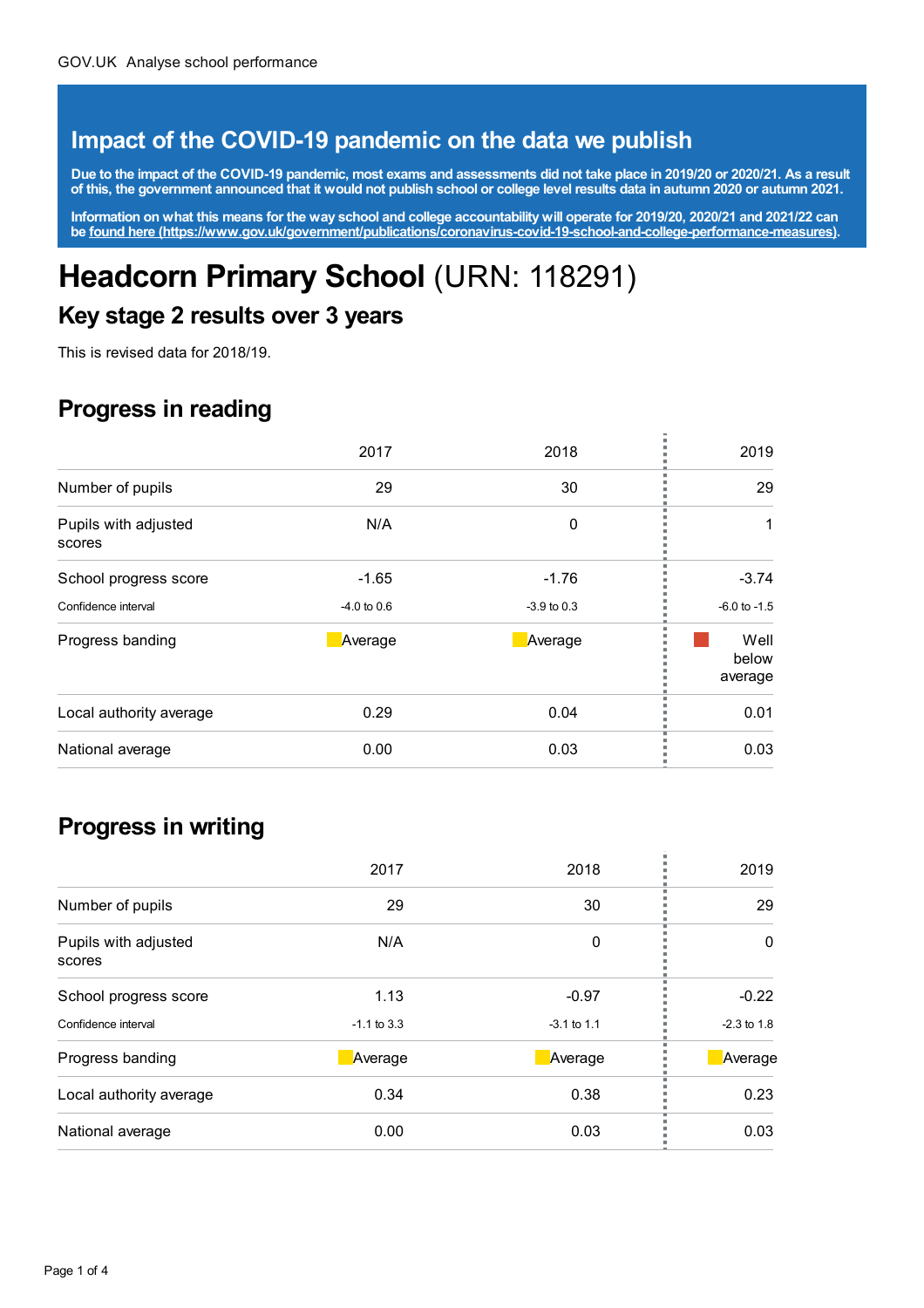GOV.UK Analyse school performance

## Impact of the COVID-19 pandemic on the data we publish

**Due to the impact of the COVID-19 pandemic, most exams and assessments did not take place in 2019/20 or 2020/21. As a result of this, the government announced that it would not publish school or college level results data in autumn 2020 or autumn 2021.**

**Information on what this means for the way school and college accountability will operate for 2019/20, 2020/21 and 2021/22 can be [found here (https://www.gov.uk/government/publications/coronavirus-covid-19-school-and-college-performance-measures)](https://www.gov.uk/government/publications/coronavirus-covid-19-school-and-college-performance-measures).**

# Headcorn Primary School (URN: 118291)

## Key stage 2 results over 3 years

This is revised data for 2018/19.

## Progress in reading

| | 2017 | 2018 | 2019 |
|---|---|---|---|
| Number of pupils | 29 | 30 | 29 |
| Pupils with adjusted scores | N/A | 0 | 1 |
| School progress score | -1.65 | -1.76 | -3.74 |
| Confidence interval | -4.0 to 0.6 | -3.9 to 0.3 | -6.0 to -1.5 |
| Progress banding | Average | Average | Well below average |
| Local authority average | 0.29 | 0.04 | 0.01 |
| National average | 0.00 | 0.03 | 0.03 |

## Progress in writing

| | 2017 | 2018 | 2019 |
|---|---|---|---|
| Number of pupils | 29 | 30 | 29 |
| Pupils with adjusted scores | N/A | 0 | 0 |
| School progress score | 1.13 | -0.97 | -0.22 |
| Confidence interval | -1.1 to 3.3 | -3.1 to 1.1 | -2.3 to 1.8 |
| Progress banding | Average | Average | Average |
| Local authority average | 0.34 | 0.38 | 0.23 |
| National average | 0.00 | 0.03 | 0.03 |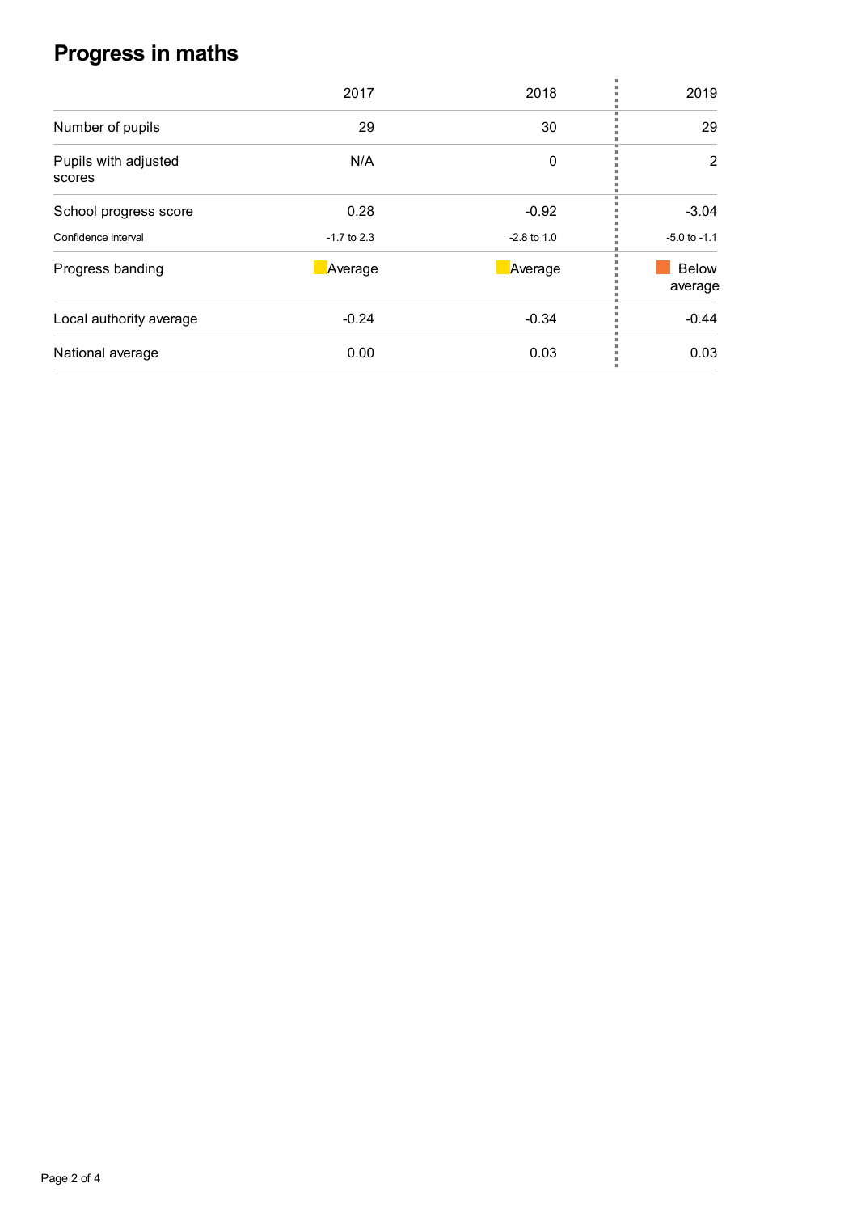# Progress in maths

| | 2017 | 2018 | 2019 |
|---|---|---|---|
| Number of pupils | 29 | 30 | 29 |
| Pupils with adjusted scores | N/A | 0 | 2 |
| School progress score | 0.28 | -0.92 | -3.04 |
| Confidence interval | -1.7 to 2.3 | -2.8 to 1.0 | -5.0 to -1.1 |
| Progress banding | Average | Average | Below average |
| Local authority average | -0.24 | -0.34 | -0.44 |
| National average | 0.00 | 0.03 | 0.03 |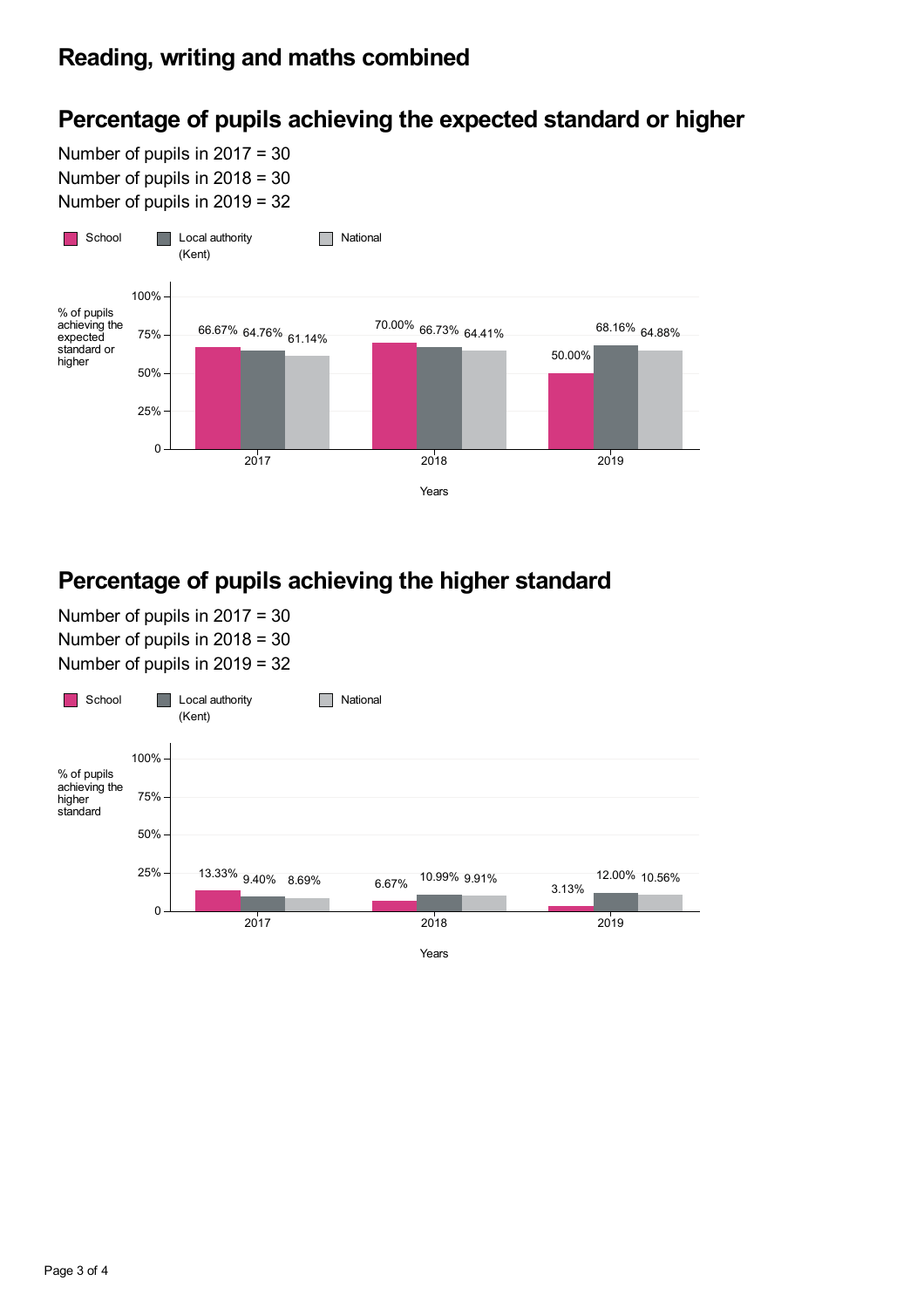## Reading, writing and maths combined

### Percentage of pupils achieving the expected standard or higher

Number of pupils in 2017 = 30
Number of pupils in 2018 = 30
Number of pupils in 2019 = 32

| Years | School | Local authority (Kent) | National |
|---|---|---|---|
| 2017 | 66.67% | 64.76% | 61.14% |
| 2018 | 70.00% | 66.73% | 64.41% |
| 2019 | 50.00% | 68.16% | 64.88% |

### Percentage of pupils achieving the higher standard

Number of pupils in 2017 = 30
Number of pupils in 2018 = 30
Number of pupils in 2019 = 32

| Years | School | Local authority (Kent) | National |
|---|---|---|---|
| 2017 | 13.33% | 9.40% | 8.69% |
| 2018 | 6.67% | 10.99% | 9.91% |
| 2019 | 3.13% | 12.00% | 10.56% |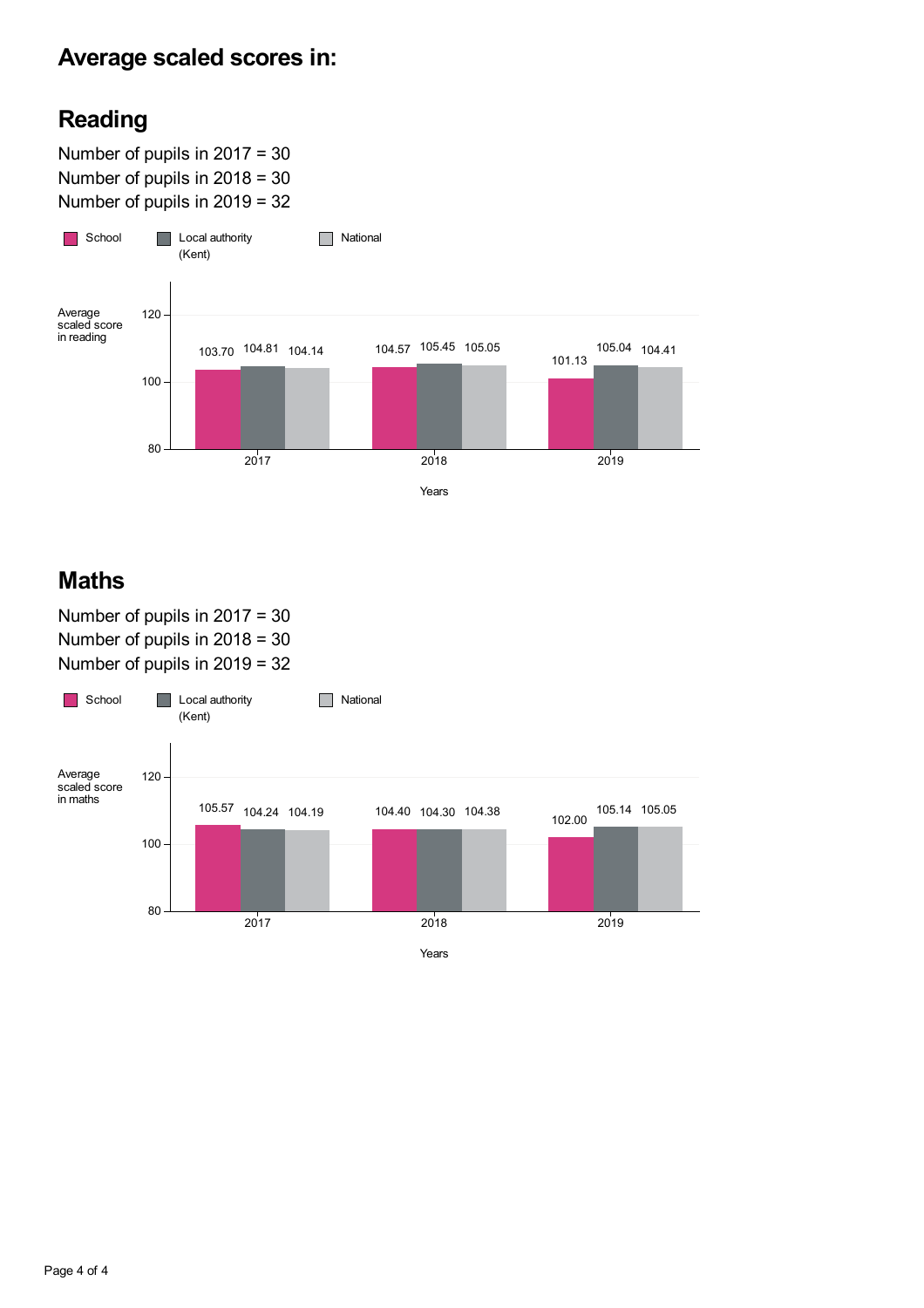# Average scaled scores in:

## Reading

Number of pupils in 2017 = 30
Number of pupils in 2018 = 30
Number of pupils in 2019 = 32

School
Local authority (Kent)
National

Average scaled score in reading

120
100
80

103.70 104.81 104.14
104.57 105.45 105.05
101.13 105.04 104.41

2017
2018
2019

Years

## Maths

Number of pupils in 2017 = 30
Number of pupils in 2018 = 30
Number of pupils in 2019 = 32

School
Local authority (Kent)
National

Average scaled score in maths

120
100
80

105.57 104.24 104.19
104.40 104.30 104.38
102.00 105.14 105.05

2017
2018
2019

Years